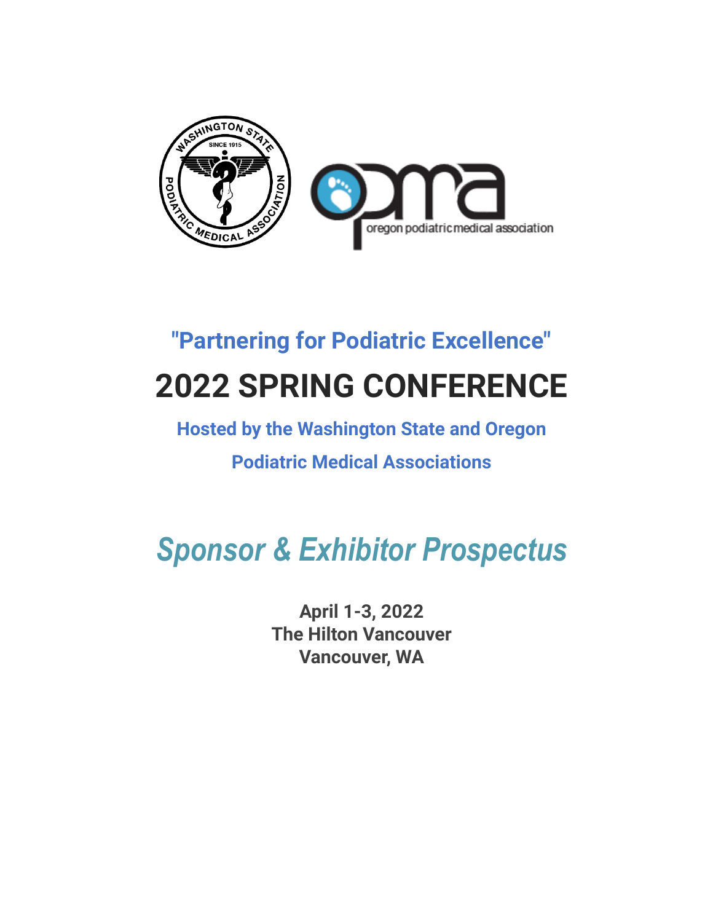"Partnering for Podiatric Excellence"

# 2022 SPRING CONFERENCE

**Hosted by the Washington State and Oregon Podiatric Medical Associations**

## *Sponsor & Exhibitor Prospectus*

**April 1-3, 2022**
**The Hilton Vancouver**
**Vancouver, WA**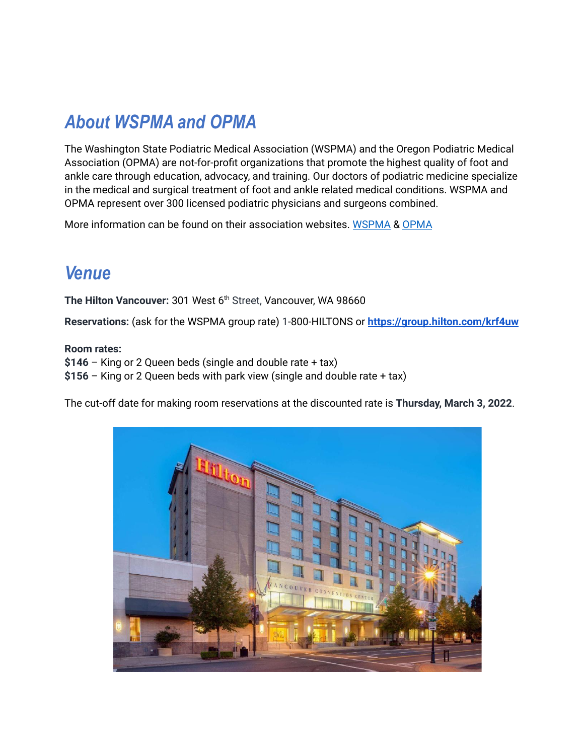## About WSPMA and OPMA

The Washington State Podiatric Medical Association (WSPMA) and the Oregon Podiatric Medical Association (OPMA) are not-for-profit organizations that promote the highest quality of foot and ankle care through education, advocacy, and training. Our doctors of podiatric medicine specialize in the medical and surgical treatment of foot and ankle related medical conditions. WSPMA and OPMA represent over 300 licensed podiatric physicians and surgeons combined.

More information can be found on their association websites. WSPMA & OPMA

## Venue

**The Hilton Vancouver:** 301 West 6th Street, Vancouver, WA 98660

**Reservations:** (ask for the WSPMA group rate) 1-800-HILTONS or **https://group.hilton.com/krf4uw**

**Room rates:**
**$146** – King or 2 Queen beds (single and double rate + tax)
**$156** – King or 2 Queen beds with park view (single and double rate + tax)

The cut-off date for making room reservations at the discounted rate is **Thursday, March 3, 2022**.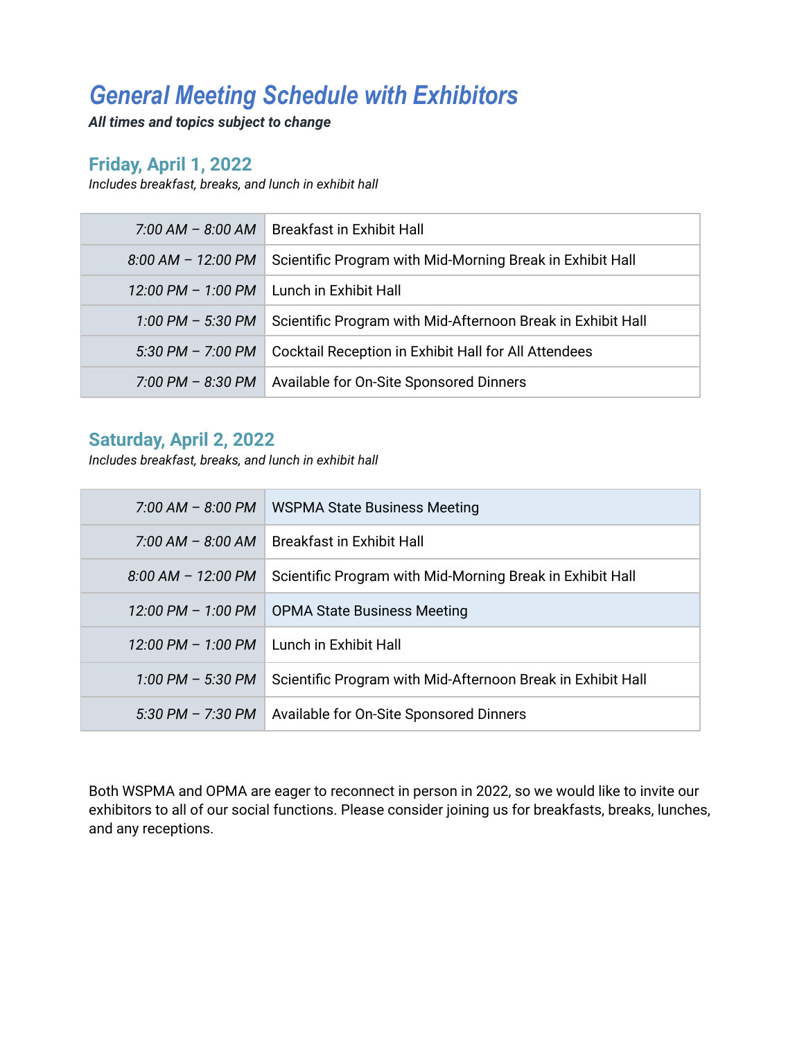# *General Meeting Schedule with Exhibitors*

***All times and topics subject to change***

## Friday, April 1, 2022

*Includes breakfast, breaks, and lunch in exhibit hall*

| | |
|---|---|
| *7:00 AM – 8:00 AM* | Breakfast in Exhibit Hall |
| *8:00 AM – 12:00 PM* | Scientific Program with Mid-Morning Break in Exhibit Hall |
| *12:00 PM – 1:00 PM* | Lunch in Exhibit Hall |
| *1:00 PM – 5:30 PM* | Scientific Program with Mid-Afternoon Break in Exhibit Hall |
| *5:30 PM – 7:00 PM* | Cocktail Reception in Exhibit Hall for All Attendees |
| *7:00 PM – 8:30 PM* | Available for On-Site Sponsored Dinners |

## Saturday, April 2, 2022

*Includes breakfast, breaks, and lunch in exhibit hall*

| | |
|---|---|
| *7:00 AM – 8:00 PM* | WSPMA State Business Meeting |
| *7:00 AM – 8:00 AM* | Breakfast in Exhibit Hall |
| *8:00 AM – 12:00 PM* | Scientific Program with Mid-Morning Break in Exhibit Hall |
| *12:00 PM – 1:00 PM* | OPMA State Business Meeting |
| *12:00 PM – 1:00 PM* | Lunch in Exhibit Hall |
| *1:00 PM – 5:30 PM* | Scientific Program with Mid-Afternoon Break in Exhibit Hall |
| *5:30 PM – 7:30 PM* | Available for On-Site Sponsored Dinners |

Both WSPMA and OPMA are eager to reconnect in person in 2022, so we would like to invite our exhibitors to all of our social functions. Please consider joining us for breakfasts, breaks, lunches, and any receptions.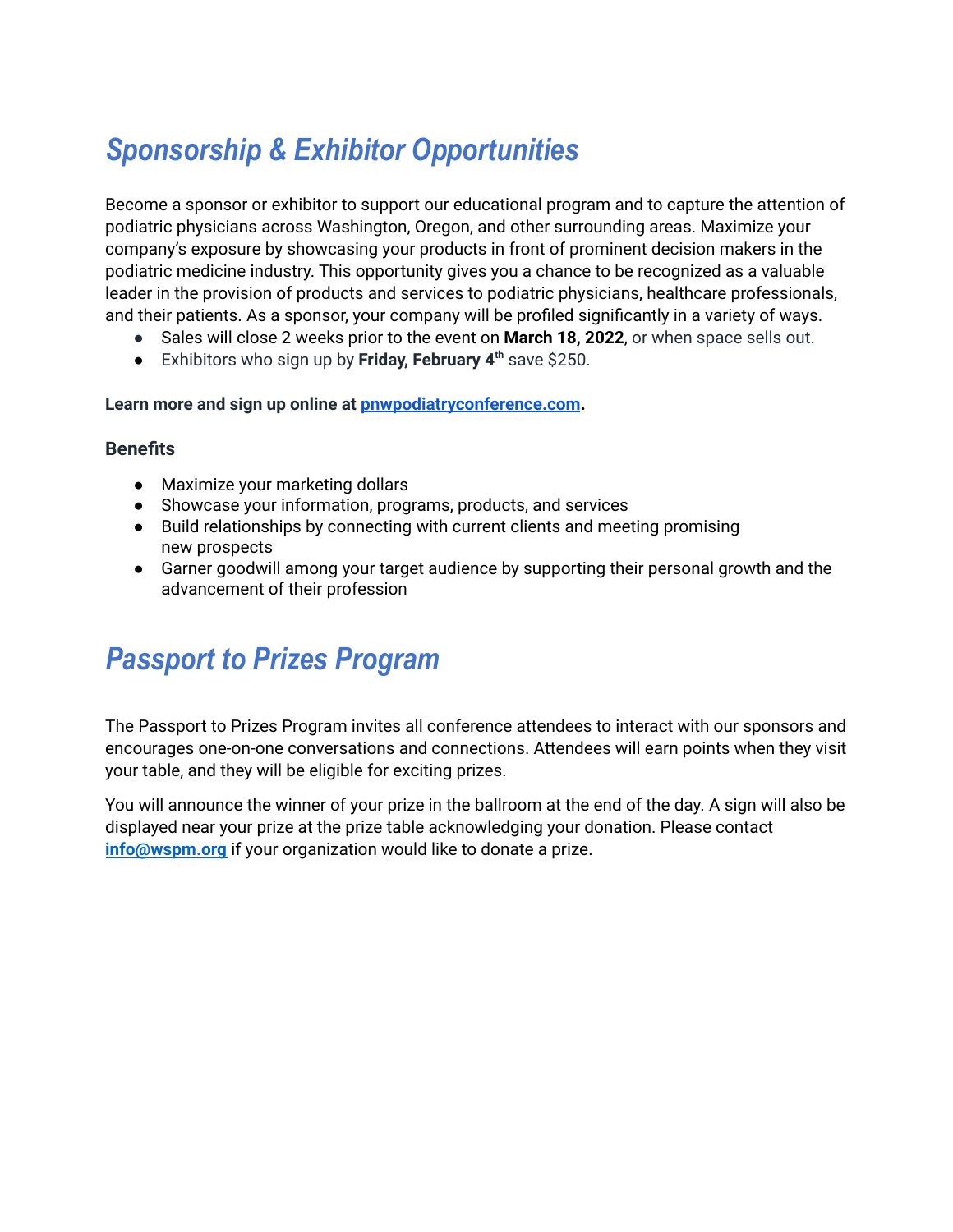# *Sponsorship & Exhibitor Opportunities*

Become a sponsor or exhibitor to support our educational program and to capture the attention of podiatric physicians across Washington, Oregon, and other surrounding areas. Maximize your company's exposure by showcasing your products in front of prominent decision makers in the podiatric medicine industry. This opportunity gives you a chance to be recognized as a valuable leader in the provision of products and services to podiatric physicians, healthcare professionals, and their patients. As a sponsor, your company will be profiled significantly in a variety of ways.

- Sales will close 2 weeks prior to the event on **March 18, 2022**, or when space sells out.
- Exhibitors who sign up by **Friday, February 4th** save $250.

**Learn more and sign up online at [pnwpodiatryconference.com](pnwpodiatryconference.com).**

### Benefits

- Maximize your marketing dollars
- Showcase your information, programs, products, and services
- Build relationships by connecting with current clients and meeting promising new prospects
- Garner goodwill among your target audience by supporting their personal growth and the advancement of their profession

# *Passport to Prizes Program*

The Passport to Prizes Program invites all conference attendees to interact with our sponsors and encourages one-on-one conversations and connections. Attendees will earn points when they visit your table, and they will be eligible for exciting prizes.

You will announce the winner of your prize in the ballroom at the end of the day. A sign will also be displayed near your prize at the prize table acknowledging your donation. Please contact **[info@wspm.org](mailto:info@wspm.org)** if your organization would like to donate a prize.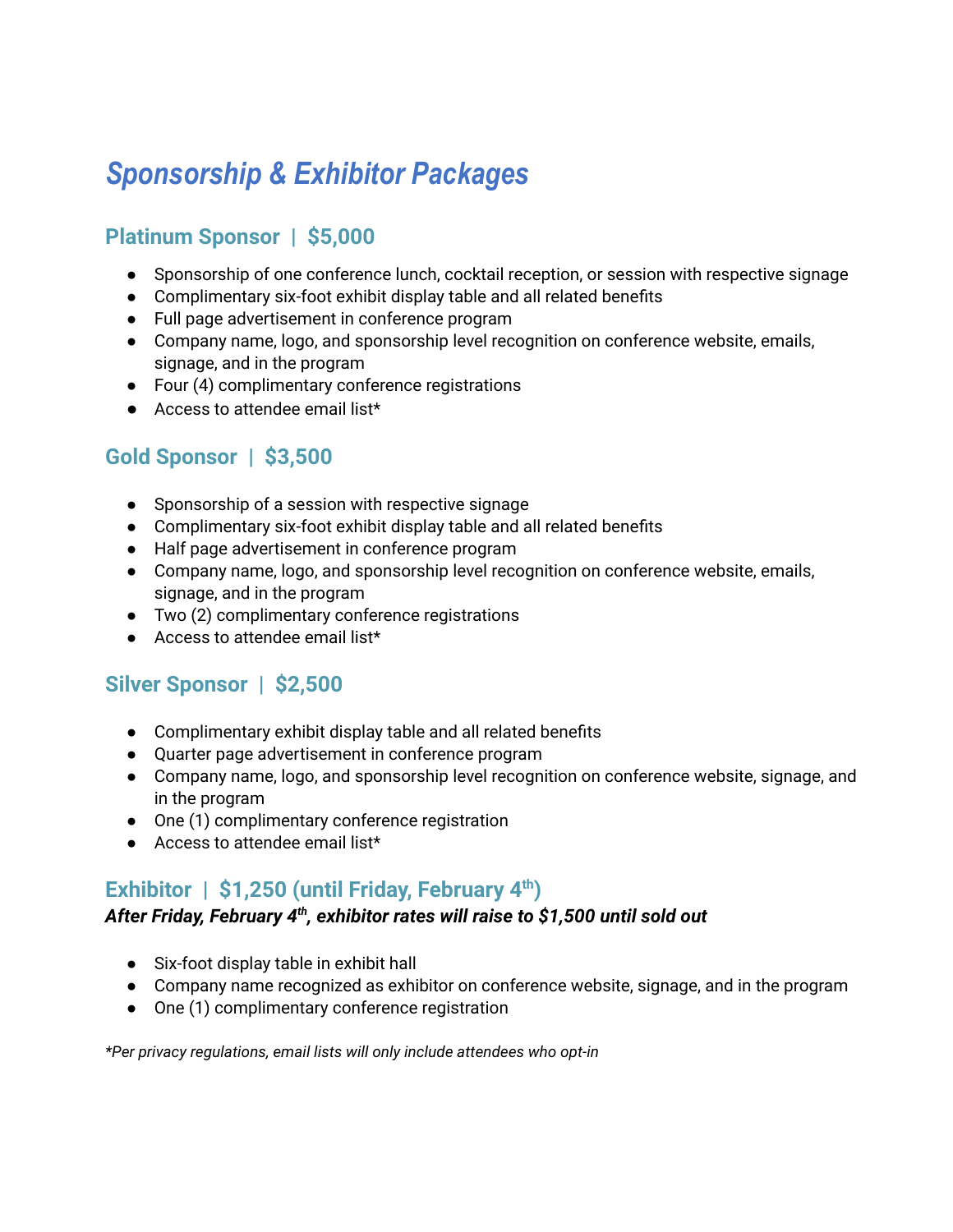# *Sponsorship & Exhibitor Packages*

## Platinum Sponsor | $5,000

- Sponsorship of one conference lunch, cocktail reception, or session with respective signage
- Complimentary six-foot exhibit display table and all related benefits
- Full page advertisement in conference program
- Company name, logo, and sponsorship level recognition on conference website, emails, signage, and in the program
- Four (4) complimentary conference registrations
- Access to attendee email list*

## Gold Sponsor | $3,500

- Sponsorship of a session with respective signage
- Complimentary six-foot exhibit display table and all related benefits
- Half page advertisement in conference program
- Company name, logo, and sponsorship level recognition on conference website, emails, signage, and in the program
- Two (2) complimentary conference registrations
- Access to attendee email list*

## Silver Sponsor | $2,500

- Complimentary exhibit display table and all related benefits
- Quarter page advertisement in conference program
- Company name, logo, and sponsorship level recognition on conference website, signage, and in the program
- One (1) complimentary conference registration
- Access to attendee email list*

## Exhibitor | $1,250 (until Friday, February 4th)

***After Friday, February 4th, exhibitor rates will raise to $1,500 until sold out***

- Six-foot display table in exhibit hall
- Company name recognized as exhibitor on conference website, signage, and in the program
- One (1) complimentary conference registration

*\*Per privacy regulations, email lists will only include attendees who opt-in*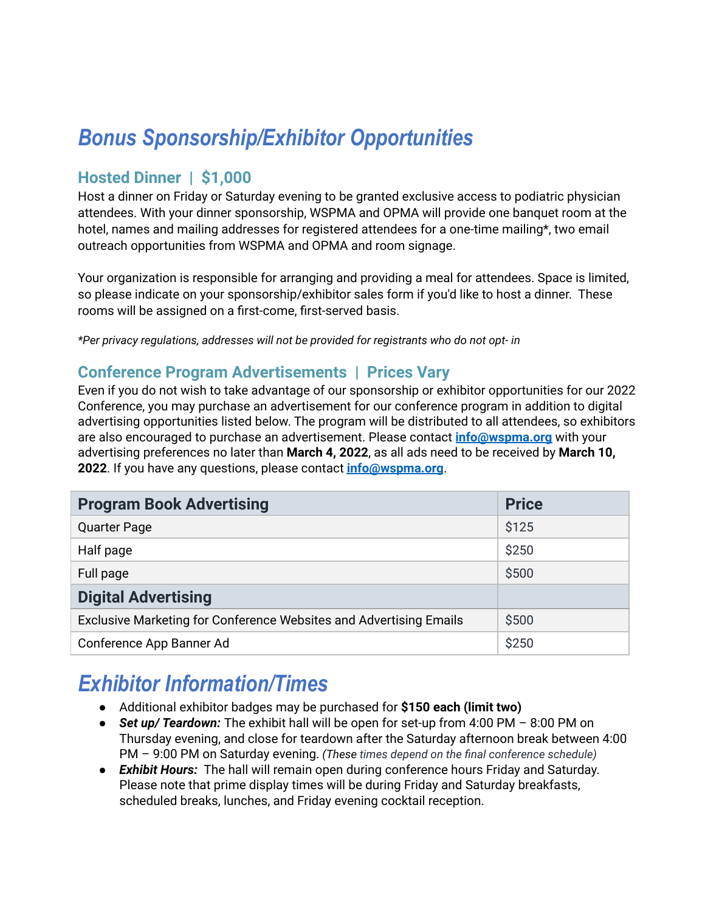# *Bonus Sponsorship/Exhibitor Opportunities*

### Hosted Dinner | $1,000

Host a dinner on Friday or Saturday evening to be granted exclusive access to podiatric physician attendees. With your dinner sponsorship, WSPMA and OPMA will provide one banquet room at the hotel, names and mailing addresses for registered attendees for a one-time mailing*, two email outreach opportunities from WSPMA and OPMA and room signage.

Your organization is responsible for arranging and providing a meal for attendees. Space is limited, so please indicate on your sponsorship/exhibitor sales form if you'd like to host a dinner. These rooms will be assigned on a first-come, first-served basis.

*\*Per privacy regulations, addresses will not be provided for registrants who do not opt- in*

### Conference Program Advertisements | Prices Vary

Even if you do not wish to take advantage of our sponsorship or exhibitor opportunities for our 2022 Conference, you may purchase an advertisement for our conference program in addition to digital advertising opportunities listed below. The program will be distributed to all attendees, so exhibitors are also encouraged to purchase an advertisement. Please contact **info@wspma.org** with your advertising preferences no later than **March 4, 2022**, as all ads need to be received by **March 10, 2022**. If you have any questions, please contact **info@wspma.org**.

| **Program Book Advertising** | **Price** |
|---|---|
| Quarter Page | $125 |
| Half page | $250 |
| Full page | $500 |
| **Digital Advertising** | |
| Exclusive Marketing for Conference Websites and Advertising Emails | $500 |
| Conference App Banner Ad | $250 |

# *Exhibitor Information/Times*

- Additional exhibitor badges may be purchased for **$150 each (limit two)**
- ***Set up/ Teardown:*** The exhibit hall will be open for set-up from 4:00 PM – 8:00 PM on Thursday evening, and close for teardown after the Saturday afternoon break between 4:00 PM – 9:00 PM on Saturday evening. *(These times depend on the final conference schedule)*
- ***Exhibit Hours:*** The hall will remain open during conference hours Friday and Saturday. Please note that prime display times will be during Friday and Saturday breakfasts, scheduled breaks, lunches, and Friday evening cocktail reception.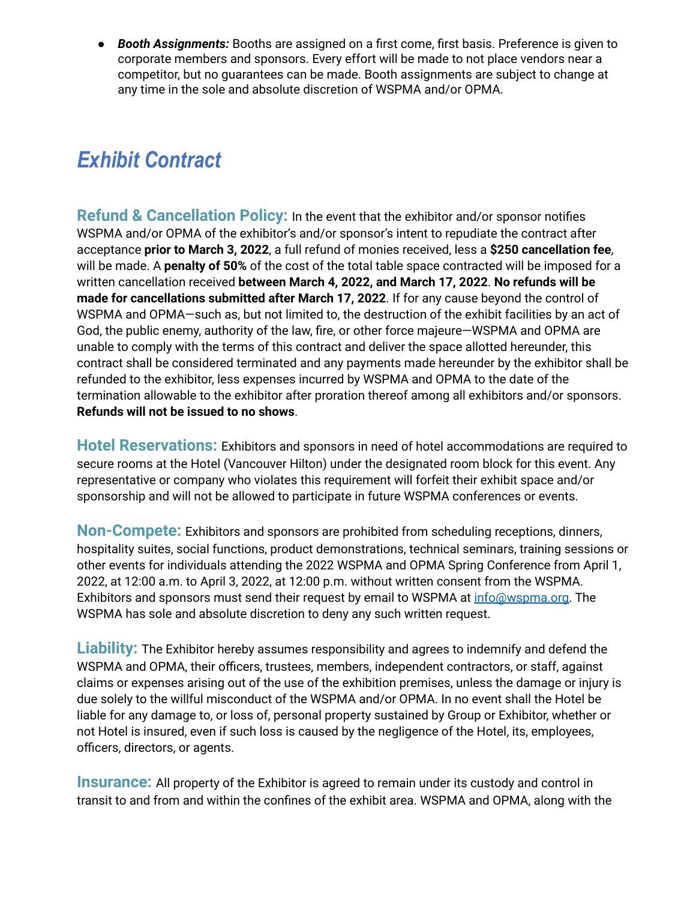- ***Booth Assignments:*** Booths are assigned on a first come, first basis. Preference is given to corporate members and sponsors. Every effort will be made to not place vendors near a competitor, but no guarantees can be made. Booth assignments are subject to change at any time in the sole and absolute discretion of WSPMA and/or OPMA.

# *Exhibit Contract*

**Refund & Cancellation Policy:** In the event that the exhibitor and/or sponsor notifies WSPMA and/or OPMA of the exhibitor's and/or sponsor's intent to repudiate the contract after acceptance **prior to March 3, 2022**, a full refund of monies received, less a **$250 cancellation fee**, will be made. A **penalty of 50%** of the cost of the total table space contracted will be imposed for a written cancellation received **between March 4, 2022, and March 17, 2022**. **No refunds will be made for cancellations submitted after March 17, 2022**. If for any cause beyond the control of WSPMA and OPMA—such as, but not limited to, the destruction of the exhibit facilities by an act of God, the public enemy, authority of the law, fire, or other force majeure—WSPMA and OPMA are unable to comply with the terms of this contract and deliver the space allotted hereunder, this contract shall be considered terminated and any payments made hereunder by the exhibitor shall be refunded to the exhibitor, less expenses incurred by WSPMA and OPMA to the date of the termination allowable to the exhibitor after proration thereof among all exhibitors and/or sponsors. **Refunds will not be issued to no shows**.

**Hotel Reservations:** Exhibitors and sponsors in need of hotel accommodations are required to secure rooms at the Hotel (Vancouver Hilton) under the designated room block for this event. Any representative or company who violates this requirement will forfeit their exhibit space and/or sponsorship and will not be allowed to participate in future WSPMA conferences or events.

**Non-Compete:** Exhibitors and sponsors are prohibited from scheduling receptions, dinners, hospitality suites, social functions, product demonstrations, technical seminars, training sessions or other events for individuals attending the 2022 WSPMA and OPMA Spring Conference from April 1, 2022, at 12:00 a.m. to April 3, 2022, at 12:00 p.m. without written consent from the WSPMA. Exhibitors and sponsors must send their request by email to WSPMA at info@wspma.org. The WSPMA has sole and absolute discretion to deny any such written request.

**Liability:** The Exhibitor hereby assumes responsibility and agrees to indemnify and defend the WSPMA and OPMA, their officers, trustees, members, independent contractors, or staff, against claims or expenses arising out of the use of the exhibition premises, unless the damage or injury is due solely to the willful misconduct of the WSPMA and/or OPMA. In no event shall the Hotel be liable for any damage to, or loss of, personal property sustained by Group or Exhibitor, whether or not Hotel is insured, even if such loss is caused by the negligence of the Hotel, its employees, officers, directors, or agents.

**Insurance:** All property of the Exhibitor is agreed to remain under its custody and control in transit to and from and within the confines of the exhibit area. WSPMA and OPMA, along with the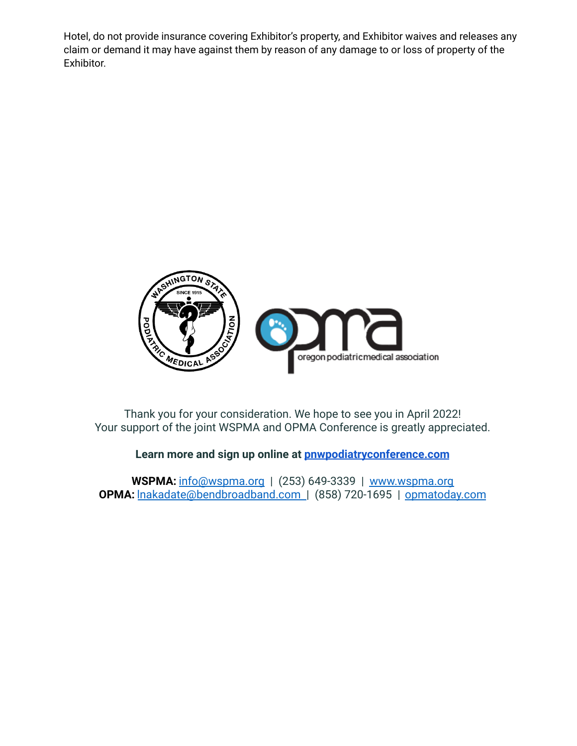Hotel, do not provide insurance covering Exhibitor's property, and Exhibitor waives and releases any claim or demand it may have against them by reason of any damage to or loss of property of the Exhibitor.

Thank you for your consideration. We hope to see you in April 2022!
Your support of the joint WSPMA and OPMA Conference is greatly appreciated.

**Learn more and sign up online at pnwpodiatryconference.com**

**WSPMA:** info@wspma.org | (253) 649-3339 | www.wspma.org
**OPMA:** lnakadate@bendbroadband.com | (858) 720-1695 | opmatoday.com